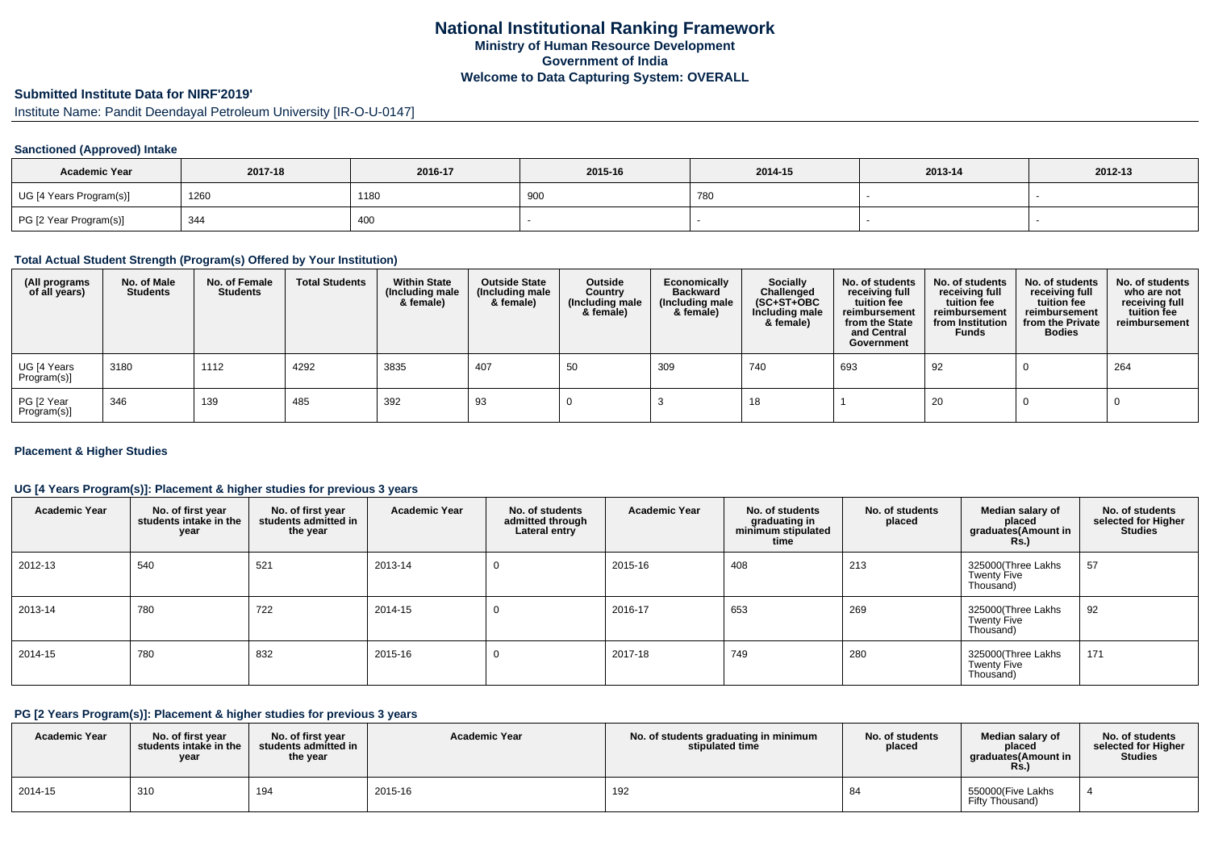# National Institutional Ranking Framework
## Ministry of Human Resource Development
## Government of India
## Welcome to Data Capturing System: OVERALL

### Submitted Institute Data for NIRF'2019'

Institute Name: Pandit Deendayal Petroleum University [IR-O-U-0147]

#### Sanctioned (Approved) Intake

| Academic Year | 2017-18 | 2016-17 | 2015-16 | 2014-15 | 2013-14 | 2012-13 |
|---|---|---|---|---|---|---|
| UG [4 Years Program(s)] | 1260 | 1180 | 900 | 780 | - | - |
| PG [2 Year Program(s)] | 344 | 400 | - | - | - | - |

#### Total Actual Student Strength (Program(s) Offered by Your Institution)

| (All programs of all years) | No. of Male Students | No. of Female Students | Total Students | Within State (Including male & female) | Outside State (Including male & female) | Outside Country (Including male & female) | Economically Backward (Including male & female) | Socially Challenged (SC+ST+OBC Including male & female) | No. of students receiving full tuition fee reimbursement from the State and Central Government | No. of students receiving full tuition fee reimbursement from Institution Funds | No. of students receiving full tuition fee reimbursement from the Private Bodies | No. of students who are not receiving full tuition fee reimbursement |
|---|---|---|---|---|---|---|---|---|---|---|---|---|
| UG [4 Years Program(s)] | 3180 | 1112 | 4292 | 3835 | 407 | 50 | 309 | 740 | 693 | 92 | 0 | 264 |
| PG [2 Year Program(s)] | 346 | 139 | 485 | 392 | 93 | 0 | 3 | 18 | 1 | 20 | 0 | 0 |

#### Placement & Higher Studies

#### UG [4 Years Program(s)]: Placement & higher studies for previous 3 years

| Academic Year | No. of first year students intake in the year | No. of first year students admitted in the year | Academic Year | No. of students admitted through Lateral entry | Academic Year | No. of students graduating in minimum stipulated time | No. of students placed | Median salary of placed graduates(Amount in Rs.) | No. of students selected for Higher Studies |
|---|---|---|---|---|---|---|---|---|---|
| 2012-13 | 540 | 521 | 2013-14 | 0 | 2015-16 | 408 | 213 | 325000(Three Lakhs Twenty Five Thousand) | 57 |
| 2013-14 | 780 | 722 | 2014-15 | 0 | 2016-17 | 653 | 269 | 325000(Three Lakhs Twenty Five Thousand) | 92 |
| 2014-15 | 780 | 832 | 2015-16 | 0 | 2017-18 | 749 | 280 | 325000(Three Lakhs Twenty Five Thousand) | 171 |

#### PG [2 Years Program(s)]: Placement & higher studies for previous 3 years

| Academic Year | No. of first year students intake in the year | No. of first year students admitted in the year | Academic Year | No. of students graduating in minimum stipulated time | No. of students placed | Median salary of placed graduates(Amount in Rs.) | No. of students selected for Higher Studies |
|---|---|---|---|---|---|---|---|
| 2014-15 | 310 | 194 | 2015-16 | 192 | 84 | 550000(Five Lakhs Fifty Thousand) | 4 |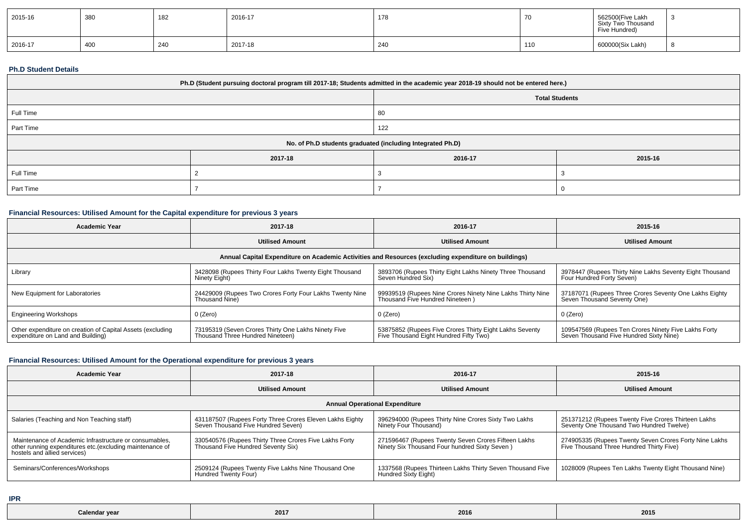| 2015-16 | 380 | 182 | 2016-17 | 178 | 70 | 562500(Five Lakh Sixty Two Thousand Five Hundred) | 3 |
|---|---|---|---|---|---|---|---|
| 2016-17 | 400 | 240 | 2017-18 | 240 | 110 | 600000(Six Lakh) | 8 |

### Ph.D Student Details

| Ph.D (Student pursuing doctoral program till 2017-18; Students admitted in the academic year 2018-19 should not be entered here.) | | | |
|---|---|---|---|
| | | Total Students | |
| Full Time | | 80 | |
| Part Time | | 122 | |
| No. of Ph.D students graduated (including Integrated Ph.D) | | | |
| | 2017-18 | 2016-17 | 2015-16 |
| Full Time | 2 | 3 | 3 |
| Part Time | 7 | 7 | 0 |

### Financial Resources: Utilised Amount for the Capital expenditure for previous 3 years

| Academic Year | 2017-18 | 2016-17 | 2015-16 |
|---|---|---|---|
| | Utilised Amount | Utilised Amount | Utilised Amount |
| Annual Capital Expenditure on Academic Activities and Resources (excluding expenditure on buildings) | | | |
| Library | 3428098 (Rupees Thirty Four Lakhs Twenty Eight Thousand Ninety Eight) | 3893706 (Rupees Thirty Eight Lakhs Ninety Three Thousand Seven Hundred Six) | 3978447 (Rupees Thirty Nine Lakhs Seventy Eight Thousand Four Hundred Forty Seven) |
| New Equipment for Laboratories | 24429009 (Rupees Two Crores Forty Four Lakhs Twenty Nine Thousand Nine) | 99939519 (Rupees Nine Crores Ninety Nine Lakhs Thirty Nine Thousand Five Hundred Nineteen ) | 37187071 (Rupees Three Crores Seventy One Lakhs Eighty Seven Thousand Seventy One) |
| Engineering Workshops | 0 (Zero) | 0 (Zero) | 0 (Zero) |
| Other expenditure on creation of Capital Assets (excluding expenditure on Land and Building) | 73195319 (Seven Crores Thirty One Lakhs Ninety Five Thousand Three Hundred Nineteen) | 53875852 (Rupees Five Crores Thirty Eight Lakhs Seventy Five Thousand Eight Hundred Fifty Two) | 109547569 (Rupees Ten Crores Ninety Five Lakhs Forty Seven Thousand Five Hundred Sixty Nine) |

### Financial Resources: Utilised Amount for the Operational expenditure for previous 3 years

| Academic Year | 2017-18 | 2016-17 | 2015-16 |
|---|---|---|---|
| | Utilised Amount | Utilised Amount | Utilised Amount |
| Annual Operational Expenditure | | | |
| Salaries (Teaching and Non Teaching staff) | 431187507 (Rupees Forty Three Crores Eleven Lakhs Eighty Seven Thousand Five Hundred Seven) | 396294000 (Rupees Thirty Nine Crores Sixty Two Lakhs Ninety Four Thousand) | 251371212 (Rupees Twenty Five Crores Thirteen Lakhs Seventy One Thousand Two Hundred Twelve) |
| Maintenance of Academic Infrastructure or consumables, other running expenditures etc.(excluding maintenance of hostels and allied services) | 330540576 (Rupees Thirty Three Crores Five Lakhs Forty Thousand Five Hundred Seventy Six) | 271596467 (Rupees Twenty Seven Crores Fifteen Lakhs Ninety Six Thousand Four hundred Sixty Seven ) | 274905335 (Rupees Twenty Seven Crores Forty Nine Lakhs Five Thousand Three Hundred Thirty Five) |
| Seminars/Conferences/Workshops | 2509124 (Rupees Twenty Five Lakhs Nine Thousand One Hundred Twenty Four) | 1337568 (Rupees Thirteen Lakhs Thirty Seven Thousand Five Hundred Sixty Eight) | 1028009 (Rupees Ten Lakhs Twenty Eight Thousand Nine) |

### IPR

| Calendar year | 2017 | 2016 | 2015 |
|---|---|---|---|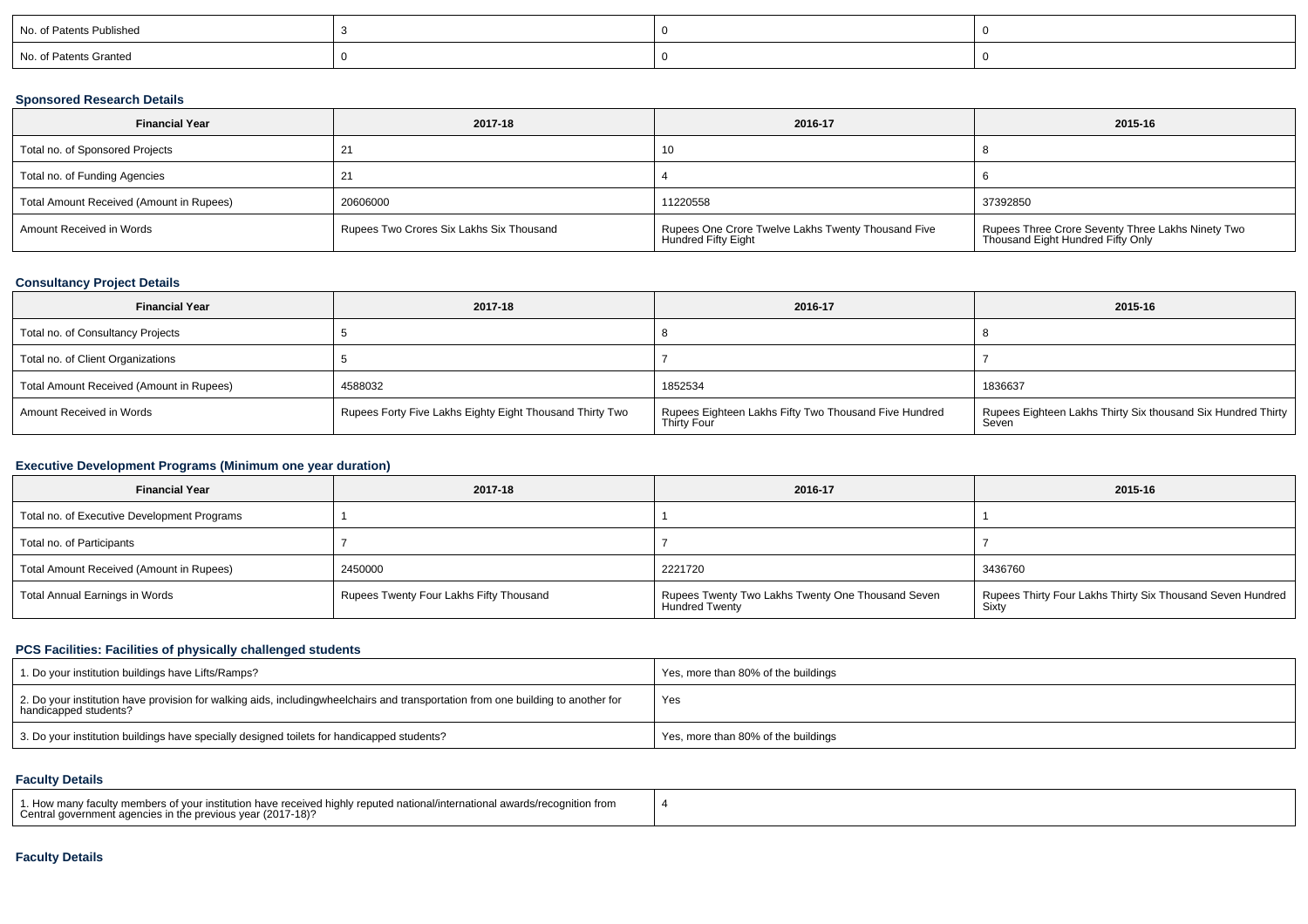| No. of Patents Published | 3 | 0 | 0 |
| --- | --- | --- | --- |
| No. of Patents Granted | 0 | 0 | 0 |

### Sponsored Research Details

| Financial Year | 2017-18 | 2016-17 | 2015-16 |
| --- | --- | --- | --- |
| Total no. of Sponsored Projects | 21 | 10 | 8 |
| Total no. of Funding Agencies | 21 | 4 | 6 |
| Total Amount Received (Amount in Rupees) | 20606000 | 11220558 | 37392850 |
| Amount Received in Words | Rupees Two Crores Six Lakhs Six Thousand | Rupees One Crore Twelve Lakhs Twenty Thousand Five Hundred Fifty Eight | Rupees Three Crore Seventy Three Lakhs Ninety Two Thousand Eight Hundred Fifty Only |

### Consultancy Project Details

| Financial Year | 2017-18 | 2016-17 | 2015-16 |
| --- | --- | --- | --- |
| Total no. of Consultancy Projects | 5 | 8 | 8 |
| Total no. of Client Organizations | 5 | 7 | 7 |
| Total Amount Received (Amount in Rupees) | 4588032 | 1852534 | 1836637 |
| Amount Received in Words | Rupees Forty Five Lakhs Eighty Eight Thousand Thirty Two | Rupees Eighteen Lakhs Fifty Two Thousand Five Hundred Thirty Four | Rupees Eighteen Lakhs Thirty Six thousand Six Hundred Thirty Seven |

### Executive Development Programs (Minimum one year duration)

| Financial Year | 2017-18 | 2016-17 | 2015-16 |
| --- | --- | --- | --- |
| Total no. of Executive Development Programs | 1 | 1 | 1 |
| Total no. of Participants | 7 | 7 | 7 |
| Total Amount Received (Amount in Rupees) | 2450000 | 2221720 | 3436760 |
| Total Annual Earnings in Words | Rupees Twenty Four Lakhs Fifty Thousand | Rupees Twenty Two Lakhs Twenty One Thousand Seven Hundred Twenty | Rupees Thirty Four Lakhs Thirty Six Thousand Seven Hundred Sixty |

### PCS Facilities: Facilities of physically challenged students

| 1. Do your institution buildings have Lifts/Ramps? | Yes, more than 80% of the buildings |
| --- | --- |
| 2. Do your institution have provision for walking aids, includingwheelchairs and transportation from one building to another for handicapped students? | Yes |
| 3. Do your institution buildings have specially designed toilets for handicapped students? | Yes, more than 80% of the buildings |

### Faculty Details

| 1. How many faculty members of your institution have received highly reputed national/international awards/recognition from Central government agencies in the previous year (2017-18)? | 4 |
| --- | --- |

### Faculty Details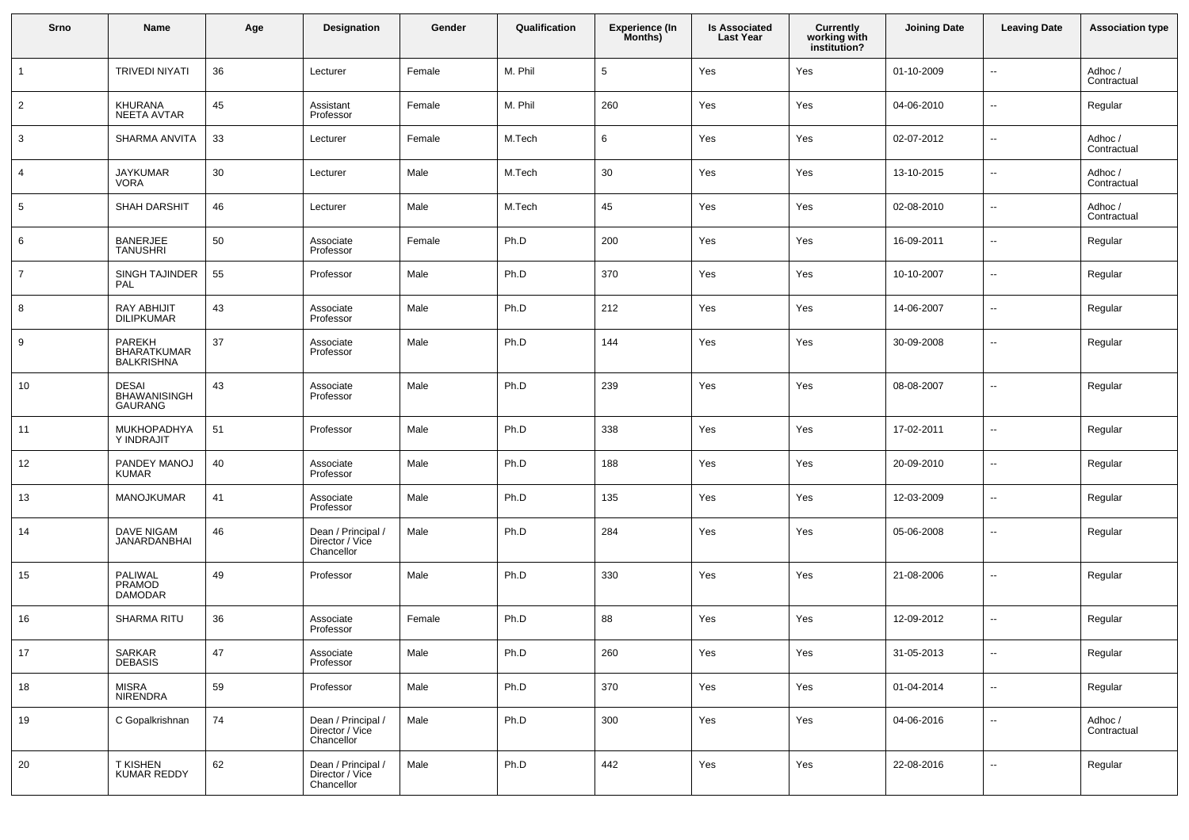| Srno | Name | Age | Designation | Gender | Qualification | Experience (In Months) | Is Associated Last Year | Currently working with institution? | Joining Date | Leaving Date | Association type |
|---|---|---|---|---|---|---|---|---|---|---|---|
| 1 | TRIVEDI NIYATI | 36 | Lecturer | Female | M. Phil | 5 | Yes | Yes | 01-10-2009 | -- | Adhoc / Contractual |
| 2 | KHURANA NEETA AVTAR | 45 | Assistant Professor | Female | M. Phil | 260 | Yes | Yes | 04-06-2010 | -- | Regular |
| 3 | SHARMA ANVITA | 33 | Lecturer | Female | M.Tech | 6 | Yes | Yes | 02-07-2012 | -- | Adhoc / Contractual |
| 4 | JAYKUMAR VORA | 30 | Lecturer | Male | M.Tech | 30 | Yes | Yes | 13-10-2015 | -- | Adhoc / Contractual |
| 5 | SHAH DARSHIT | 46 | Lecturer | Male | M.Tech | 45 | Yes | Yes | 02-08-2010 | -- | Adhoc / Contractual |
| 6 | BANERJEE TANUSHRI | 50 | Associate Professor | Female | Ph.D | 200 | Yes | Yes | 16-09-2011 | -- | Regular |
| 7 | SINGH TAJINDER PAL | 55 | Professor | Male | Ph.D | 370 | Yes | Yes | 10-10-2007 | -- | Regular |
| 8 | RAY ABHIJIT DILIPKUMAR | 43 | Associate Professor | Male | Ph.D | 212 | Yes | Yes | 14-06-2007 | -- | Regular |
| 9 | PAREKH BHARATKUMAR BALKRISHNA | 37 | Associate Professor | Male | Ph.D | 144 | Yes | Yes | 30-09-2008 | -- | Regular |
| 10 | DESAI BHAWANISINGH GAURANG | 43 | Associate Professor | Male | Ph.D | 239 | Yes | Yes | 08-08-2007 | -- | Regular |
| 11 | MUKHOPADHYAY INDRAJIT | 51 | Professor | Male | Ph.D | 338 | Yes | Yes | 17-02-2011 | -- | Regular |
| 12 | PANDEY MANOJ KUMAR | 40 | Associate Professor | Male | Ph.D | 188 | Yes | Yes | 20-09-2010 | -- | Regular |
| 13 | MANOJKUMAR | 41 | Associate Professor | Male | Ph.D | 135 | Yes | Yes | 12-03-2009 | -- | Regular |
| 14 | DAVE NIGAM JANARDANBHAI | 46 | Dean / Principal / Director / Vice Chancellor | Male | Ph.D | 284 | Yes | Yes | 05-06-2008 | -- | Regular |
| 15 | PALIWAL PRAMOD DAMODAR | 49 | Professor | Male | Ph.D | 330 | Yes | Yes | 21-08-2006 | -- | Regular |
| 16 | SHARMA RITU | 36 | Associate Professor | Female | Ph.D | 88 | Yes | Yes | 12-09-2012 | -- | Regular |
| 17 | SARKAR DEBASIS | 47 | Associate Professor | Male | Ph.D | 260 | Yes | Yes | 31-05-2013 | -- | Regular |
| 18 | MISRA NIRENDRA | 59 | Professor | Male | Ph.D | 370 | Yes | Yes | 01-04-2014 | -- | Regular |
| 19 | C Gopalkrishnan | 74 | Dean / Principal / Director / Vice Chancellor | Male | Ph.D | 300 | Yes | Yes | 04-06-2016 | -- | Adhoc / Contractual |
| 20 | T KISHEN KUMAR REDDY | 62 | Dean / Principal / Director / Vice Chancellor | Male | Ph.D | 442 | Yes | Yes | 22-08-2016 | -- | Regular |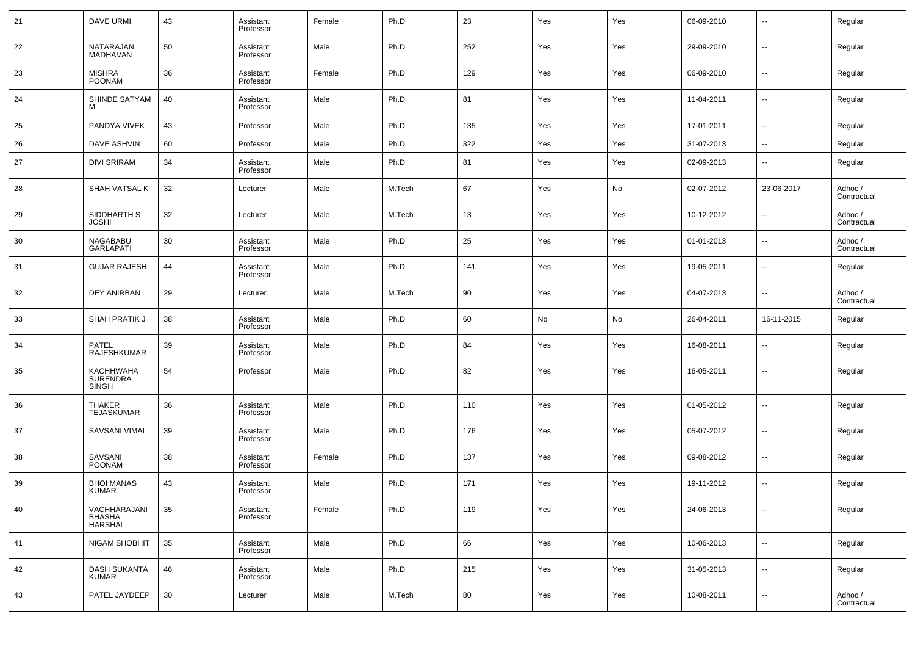| 21 | DAVE URMI | 43 | Assistant Professor | Female | Ph.D | 23 | Yes | Yes | 06-09-2010 | -- | Regular |
|---|---|---|---|---|---|---|---|---|---|---|---|
| 22 | NATARAJAN MADHAVAN | 50 | Assistant Professor | Male | Ph.D | 252 | Yes | Yes | 29-09-2010 | -- | Regular |
| 23 | MISHRA POONAM | 36 | Assistant Professor | Female | Ph.D | 129 | Yes | Yes | 06-09-2010 | -- | Regular |
| 24 | SHINDE SATYAM M | 40 | Assistant Professor | Male | Ph.D | 81 | Yes | Yes | 11-04-2011 | -- | Regular |
| 25 | PANDYA VIVEK | 43 | Professor | Male | Ph.D | 135 | Yes | Yes | 17-01-2011 | -- | Regular |
| 26 | DAVE ASHVIN | 60 | Professor | Male | Ph.D | 322 | Yes | Yes | 31-07-2013 | -- | Regular |
| 27 | DIVI SRIRAM | 34 | Assistant Professor | Male | Ph.D | 81 | Yes | Yes | 02-09-2013 | -- | Regular |
| 28 | SHAH VATSAL K | 32 | Lecturer | Male | M.Tech | 67 | Yes | No | 02-07-2012 | 23-06-2017 | Adhoc / Contractual |
| 29 | SIDDHARTH S JOSHI | 32 | Lecturer | Male | M.Tech | 13 | Yes | Yes | 10-12-2012 | -- | Adhoc / Contractual |
| 30 | NAGABABU GARLAPATI | 30 | Assistant Professor | Male | Ph.D | 25 | Yes | Yes | 01-01-2013 | -- | Adhoc / Contractual |
| 31 | GUJAR RAJESH | 44 | Assistant Professor | Male | Ph.D | 141 | Yes | Yes | 19-05-2011 | -- | Regular |
| 32 | DEY ANIRBAN | 29 | Lecturer | Male | M.Tech | 90 | Yes | Yes | 04-07-2013 | -- | Adhoc / Contractual |
| 33 | SHAH PRATIK J | 38 | Assistant Professor | Male | Ph.D | 60 | No | No | 26-04-2011 | 16-11-2015 | Regular |
| 34 | PATEL RAJESHKUMAR | 39 | Assistant Professor | Male | Ph.D | 84 | Yes | Yes | 16-08-2011 | -- | Regular |
| 35 | KACHHWAHA SURENDRA SINGH | 54 | Professor | Male | Ph.D | 82 | Yes | Yes | 16-05-2011 | -- | Regular |
| 36 | THAKER TEJASKUMAR | 36 | Assistant Professor | Male | Ph.D | 110 | Yes | Yes | 01-05-2012 | -- | Regular |
| 37 | SAVSANI VIMAL | 39 | Assistant Professor | Male | Ph.D | 176 | Yes | Yes | 05-07-2012 | -- | Regular |
| 38 | SAVSANI POONAM | 38 | Assistant Professor | Female | Ph.D | 137 | Yes | Yes | 09-08-2012 | -- | Regular |
| 39 | BHOI MANAS KUMAR | 43 | Assistant Professor | Male | Ph.D | 171 | Yes | Yes | 19-11-2012 | -- | Regular |
| 40 | VACHHARAJANI BHASHA HARSHAL | 35 | Assistant Professor | Female | Ph.D | 119 | Yes | Yes | 24-06-2013 | -- | Regular |
| 41 | NIGAM SHOBHIT | 35 | Assistant Professor | Male | Ph.D | 66 | Yes | Yes | 10-06-2013 | -- | Regular |
| 42 | DASH SUKANTA KUMAR | 46 | Assistant Professor | Male | Ph.D | 215 | Yes | Yes | 31-05-2013 | -- | Regular |
| 43 | PATEL JAYDEEP | 30 | Lecturer | Male | M.Tech | 80 | Yes | Yes | 10-08-2011 | -- | Adhoc / Contractual |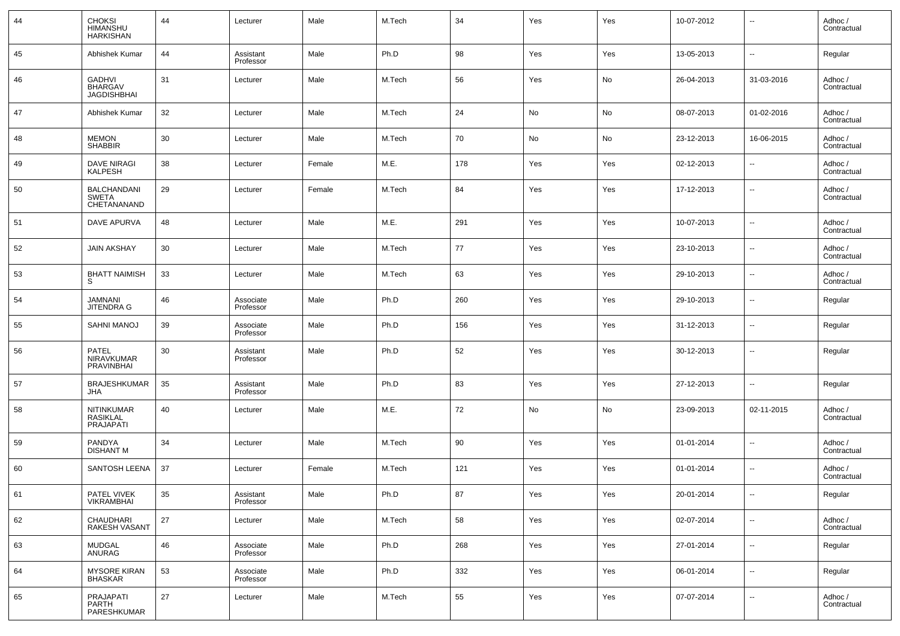| 44 | CHOKSI HIMANSHU HARKISHAN | 44 | Lecturer | Male | M.Tech | 34 | Yes | Yes | 10-07-2012 | -- | Adhoc / Contractual |
|---|---|---|---|---|---|---|---|---|---|---|---|
| 45 | Abhishek Kumar | 44 | Assistant Professor | Male | Ph.D | 98 | Yes | Yes | 13-05-2013 | -- | Regular |
| 46 | GADHVI BHARGAV JAGDISHBHAI | 31 | Lecturer | Male | M.Tech | 56 | Yes | No | 26-04-2013 | 31-03-2016 | Adhoc / Contractual |
| 47 | Abhishek Kumar | 32 | Lecturer | Male | M.Tech | 24 | No | No | 08-07-2013 | 01-02-2016 | Adhoc / Contractual |
| 48 | MEMON SHABBIR | 30 | Lecturer | Male | M.Tech | 70 | No | No | 23-12-2013 | 16-06-2015 | Adhoc / Contractual |
| 49 | DAVE NIRAGI KALPESH | 38 | Lecturer | Female | M.E. | 178 | Yes | Yes | 02-12-2013 | -- | Adhoc / Contractual |
| 50 | BALCHANDANI SWETA CHETANANAND | 29 | Lecturer | Female | M.Tech | 84 | Yes | Yes | 17-12-2013 | -- | Adhoc / Contractual |
| 51 | DAVE APURVA | 48 | Lecturer | Male | M.E. | 291 | Yes | Yes | 10-07-2013 | -- | Adhoc / Contractual |
| 52 | JAIN AKSHAY | 30 | Lecturer | Male | M.Tech | 77 | Yes | Yes | 23-10-2013 | -- | Adhoc / Contractual |
| 53 | BHATT NAIMISH S | 33 | Lecturer | Male | M.Tech | 63 | Yes | Yes | 29-10-2013 | -- | Adhoc / Contractual |
| 54 | JAMNANI JITENDRA G | 46 | Associate Professor | Male | Ph.D | 260 | Yes | Yes | 29-10-2013 | -- | Regular |
| 55 | SAHNI MANOJ | 39 | Associate Professor | Male | Ph.D | 156 | Yes | Yes | 31-12-2013 | -- | Regular |
| 56 | PATEL NIRAVKUMAR PRAVINBHAI | 30 | Assistant Professor | Male | Ph.D | 52 | Yes | Yes | 30-12-2013 | -- | Regular |
| 57 | BRAJESHKUMAR JHA | 35 | Assistant Professor | Male | Ph.D | 83 | Yes | Yes | 27-12-2013 | -- | Regular |
| 58 | NITINKUMAR RASIKLAL PRAJAPATI | 40 | Lecturer | Male | M.E. | 72 | No | No | 23-09-2013 | 02-11-2015 | Adhoc / Contractual |
| 59 | PANDYA DISHANT M | 34 | Lecturer | Male | M.Tech | 90 | Yes | Yes | 01-01-2014 | -- | Adhoc / Contractual |
| 60 | SANTOSH LEENA | 37 | Lecturer | Female | M.Tech | 121 | Yes | Yes | 01-01-2014 | -- | Adhoc / Contractual |
| 61 | PATEL VIVEK VIKRAMBHAI | 35 | Assistant Professor | Male | Ph.D | 87 | Yes | Yes | 20-01-2014 | -- | Regular |
| 62 | CHAUDHARI RAKESH VASANT | 27 | Lecturer | Male | M.Tech | 58 | Yes | Yes | 02-07-2014 | -- | Adhoc / Contractual |
| 63 | MUDGAL ANURAG | 46 | Associate Professor | Male | Ph.D | 268 | Yes | Yes | 27-01-2014 | -- | Regular |
| 64 | MYSORE KIRAN BHASKAR | 53 | Associate Professor | Male | Ph.D | 332 | Yes | Yes | 06-01-2014 | -- | Regular |
| 65 | PRAJAPATI PARTH PARESHKUMAR | 27 | Lecturer | Male | M.Tech | 55 | Yes | Yes | 07-07-2014 | -- | Adhoc / Contractual |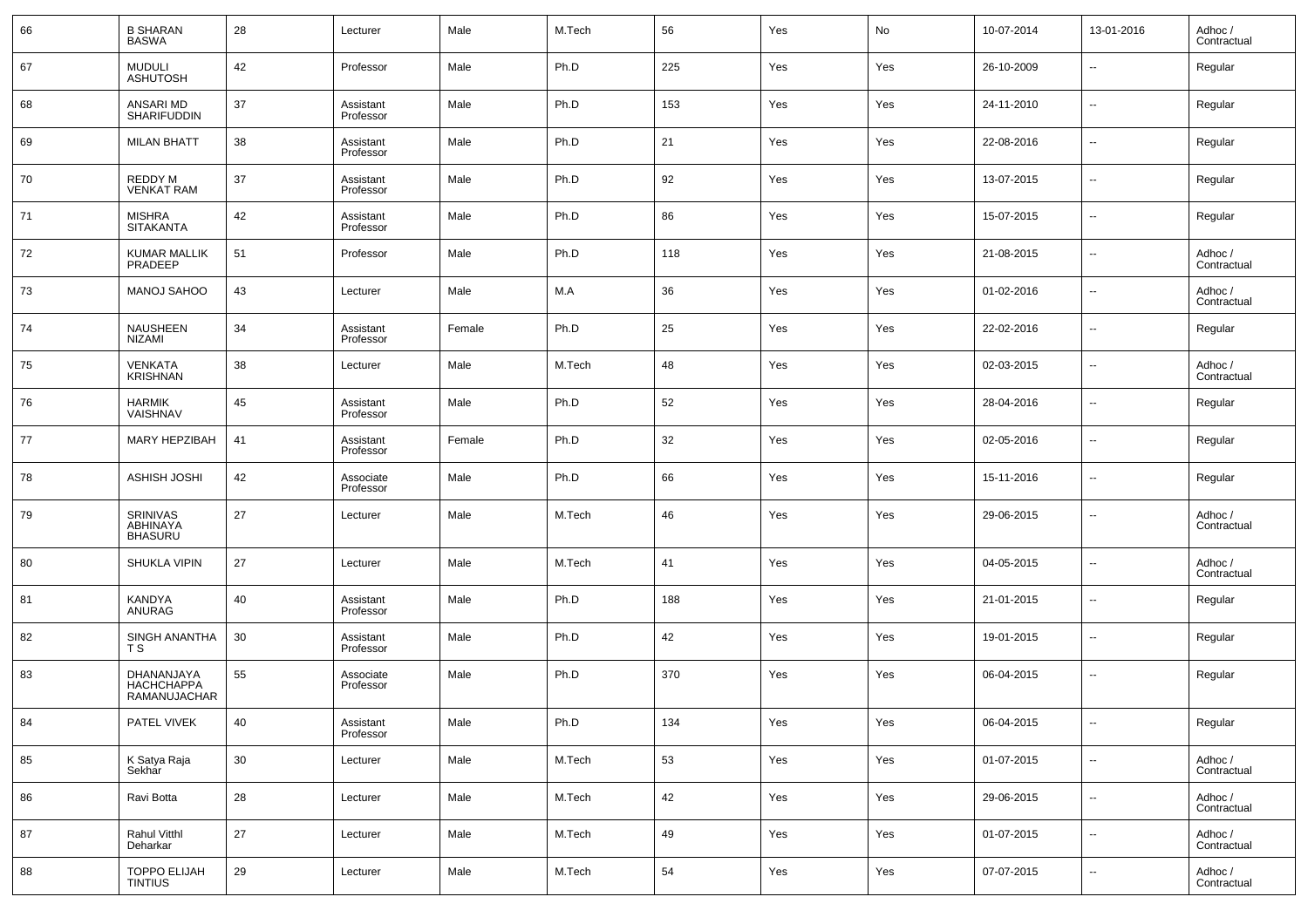| 66 | B SHARAN BASWA | 28 | Lecturer | Male | M.Tech | 56 | Yes | No | 10-07-2014 | 13-01-2016 | Adhoc / Contractual |
|---|---|---|---|---|---|---|---|---|---|---|---|
| 67 | MUDULI ASHUTOSH | 42 | Professor | Male | Ph.D | 225 | Yes | Yes | 26-10-2009 | -- | Regular |
| 68 | ANSARI MD SHARIFUDDIN | 37 | Assistant Professor | Male | Ph.D | 153 | Yes | Yes | 24-11-2010 | -- | Regular |
| 69 | MILAN BHATT | 38 | Assistant Professor | Male | Ph.D | 21 | Yes | Yes | 22-08-2016 | -- | Regular |
| 70 | REDDY M VENKAT RAM | 37 | Assistant Professor | Male | Ph.D | 92 | Yes | Yes | 13-07-2015 | -- | Regular |
| 71 | MISHRA SITAKANTA | 42 | Assistant Professor | Male | Ph.D | 86 | Yes | Yes | 15-07-2015 | -- | Regular |
| 72 | KUMAR MALLIK PRADEEP | 51 | Professor | Male | Ph.D | 118 | Yes | Yes | 21-08-2015 | -- | Adhoc / Contractual |
| 73 | MANOJ SAHOO | 43 | Lecturer | Male | M.A | 36 | Yes | Yes | 01-02-2016 | -- | Adhoc / Contractual |
| 74 | NAUSHEEN NIZAMI | 34 | Assistant Professor | Female | Ph.D | 25 | Yes | Yes | 22-02-2016 | -- | Regular |
| 75 | VENKATA KRISHNAN | 38 | Lecturer | Male | M.Tech | 48 | Yes | Yes | 02-03-2015 | -- | Adhoc / Contractual |
| 76 | HARMIK VAISHNAV | 45 | Assistant Professor | Male | Ph.D | 52 | Yes | Yes | 28-04-2016 | -- | Regular |
| 77 | MARY HEPZIBAH | 41 | Assistant Professor | Female | Ph.D | 32 | Yes | Yes | 02-05-2016 | -- | Regular |
| 78 | ASHISH JOSHI | 42 | Associate Professor | Male | Ph.D | 66 | Yes | Yes | 15-11-2016 | -- | Regular |
| 79 | SRINIVAS ABHINAYA BHASURU | 27 | Lecturer | Male | M.Tech | 46 | Yes | Yes | 29-06-2015 | -- | Adhoc / Contractual |
| 80 | SHUKLA VIPIN | 27 | Lecturer | Male | M.Tech | 41 | Yes | Yes | 04-05-2015 | -- | Adhoc / Contractual |
| 81 | KANDYA ANURAG | 40 | Assistant Professor | Male | Ph.D | 188 | Yes | Yes | 21-01-2015 | -- | Regular |
| 82 | SINGH ANANTHA T S | 30 | Assistant Professor | Male | Ph.D | 42 | Yes | Yes | 19-01-2015 | -- | Regular |
| 83 | DHANANJAYA HACHCHAPPA RAMANUJACHAR | 55 | Associate Professor | Male | Ph.D | 370 | Yes | Yes | 06-04-2015 | -- | Regular |
| 84 | PATEL VIVEK | 40 | Assistant Professor | Male | Ph.D | 134 | Yes | Yes | 06-04-2015 | -- | Regular |
| 85 | K Satya Raja Sekhar | 30 | Lecturer | Male | M.Tech | 53 | Yes | Yes | 01-07-2015 | -- | Adhoc / Contractual |
| 86 | Ravi Botta | 28 | Lecturer | Male | M.Tech | 42 | Yes | Yes | 29-06-2015 | -- | Adhoc / Contractual |
| 87 | Rahul Vitthl Deharkar | 27 | Lecturer | Male | M.Tech | 49 | Yes | Yes | 01-07-2015 | -- | Adhoc / Contractual |
| 88 | TOPPO ELIJAH TINTIUS | 29 | Lecturer | Male | M.Tech | 54 | Yes | Yes | 07-07-2015 | -- | Adhoc / Contractual |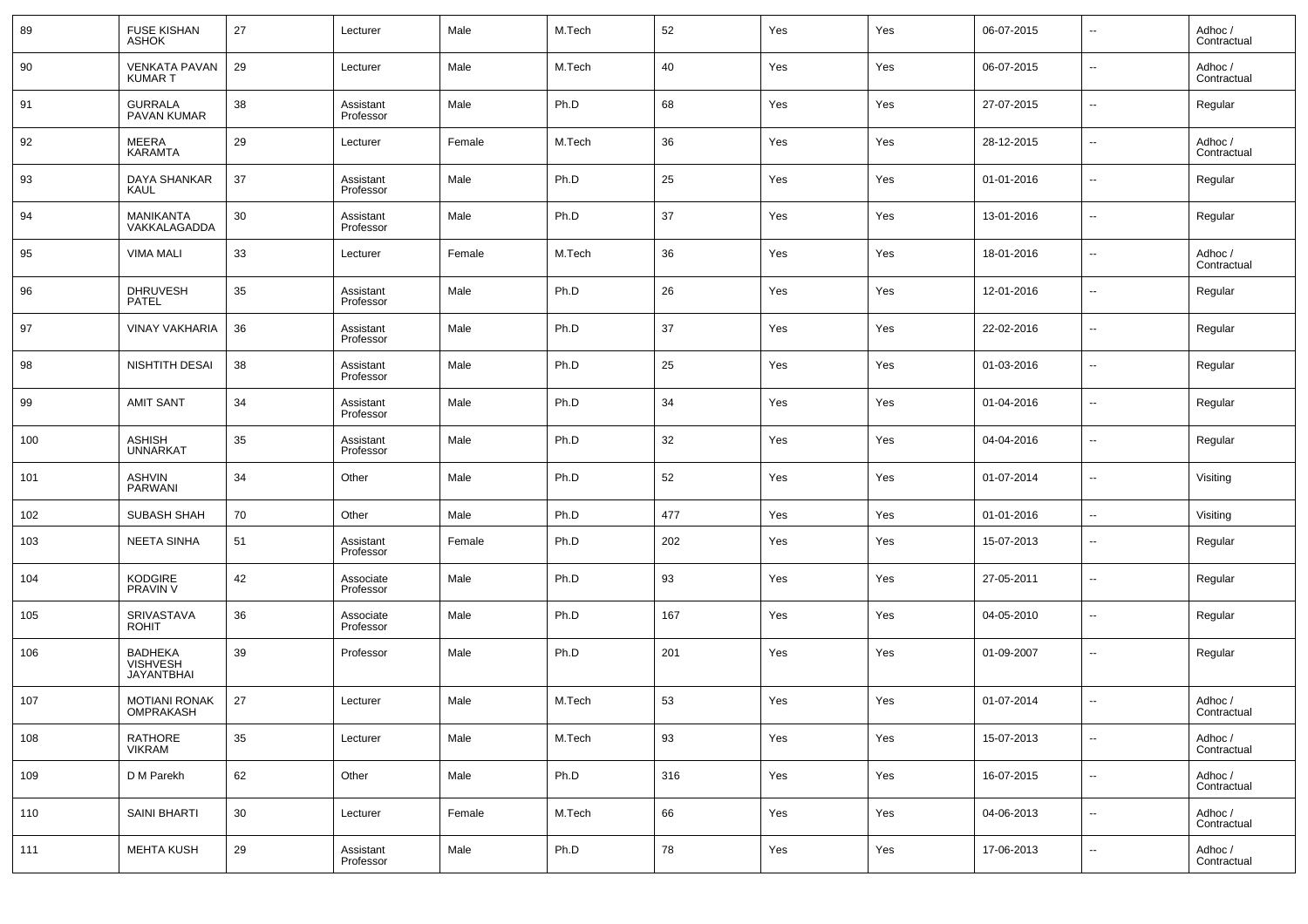| 89 | FUSE KISHAN ASHOK | 27 | Lecturer | Male | M.Tech | 52 | Yes | Yes | 06-07-2015 | -- | Adhoc / Contractual |
|---|---|---|---|---|---|---|---|---|---|---|---|
| 90 | VENKATA PAVAN KUMAR T | 29 | Lecturer | Male | M.Tech | 40 | Yes | Yes | 06-07-2015 | -- | Adhoc / Contractual |
| 91 | GURRALA PAVAN KUMAR | 38 | Assistant Professor | Male | Ph.D | 68 | Yes | Yes | 27-07-2015 | -- | Regular |
| 92 | MEERA KARAMTA | 29 | Lecturer | Female | M.Tech | 36 | Yes | Yes | 28-12-2015 | -- | Adhoc / Contractual |
| 93 | DAYA SHANKAR KAUL | 37 | Assistant Professor | Male | Ph.D | 25 | Yes | Yes | 01-01-2016 | -- | Regular |
| 94 | MANIKANTA VAKKALAGADDA | 30 | Assistant Professor | Male | Ph.D | 37 | Yes | Yes | 13-01-2016 | -- | Regular |
| 95 | VIMA MALI | 33 | Lecturer | Female | M.Tech | 36 | Yes | Yes | 18-01-2016 | -- | Adhoc / Contractual |
| 96 | DHRUVESH PATEL | 35 | Assistant Professor | Male | Ph.D | 26 | Yes | Yes | 12-01-2016 | -- | Regular |
| 97 | VINAY VAKHARIA | 36 | Assistant Professor | Male | Ph.D | 37 | Yes | Yes | 22-02-2016 | -- | Regular |
| 98 | NISHTITH DESAI | 38 | Assistant Professor | Male | Ph.D | 25 | Yes | Yes | 01-03-2016 | -- | Regular |
| 99 | AMIT SANT | 34 | Assistant Professor | Male | Ph.D | 34 | Yes | Yes | 01-04-2016 | -- | Regular |
| 100 | ASHISH UNNARKAT | 35 | Assistant Professor | Male | Ph.D | 32 | Yes | Yes | 04-04-2016 | -- | Regular |
| 101 | ASHVIN PARWANI | 34 | Other | Male | Ph.D | 52 | Yes | Yes | 01-07-2014 | -- | Visiting |
| 102 | SUBASH SHAH | 70 | Other | Male | Ph.D | 477 | Yes | Yes | 01-01-2016 | -- | Visiting |
| 103 | NEETA SINHA | 51 | Assistant Professor | Female | Ph.D | 202 | Yes | Yes | 15-07-2013 | -- | Regular |
| 104 | KODGIRE PRAVIN V | 42 | Associate Professor | Male | Ph.D | 93 | Yes | Yes | 27-05-2011 | -- | Regular |
| 105 | SRIVASTAVA ROHIT | 36 | Associate Professor | Male | Ph.D | 167 | Yes | Yes | 04-05-2010 | -- | Regular |
| 106 | BADHEKA VISHVESH JAYANTBHAI | 39 | Professor | Male | Ph.D | 201 | Yes | Yes | 01-09-2007 | -- | Regular |
| 107 | MOTIANI RONAK OMPRAKASH | 27 | Lecturer | Male | M.Tech | 53 | Yes | Yes | 01-07-2014 | -- | Adhoc / Contractual |
| 108 | RATHORE VIKRAM | 35 | Lecturer | Male | M.Tech | 93 | Yes | Yes | 15-07-2013 | -- | Adhoc / Contractual |
| 109 | D M Parekh | 62 | Other | Male | Ph.D | 316 | Yes | Yes | 16-07-2015 | -- | Adhoc / Contractual |
| 110 | SAINI BHARTI | 30 | Lecturer | Female | M.Tech | 66 | Yes | Yes | 04-06-2013 | -- | Adhoc / Contractual |
| 111 | MEHTA KUSH | 29 | Assistant Professor | Male | Ph.D | 78 | Yes | Yes | 17-06-2013 | -- | Adhoc / Contractual |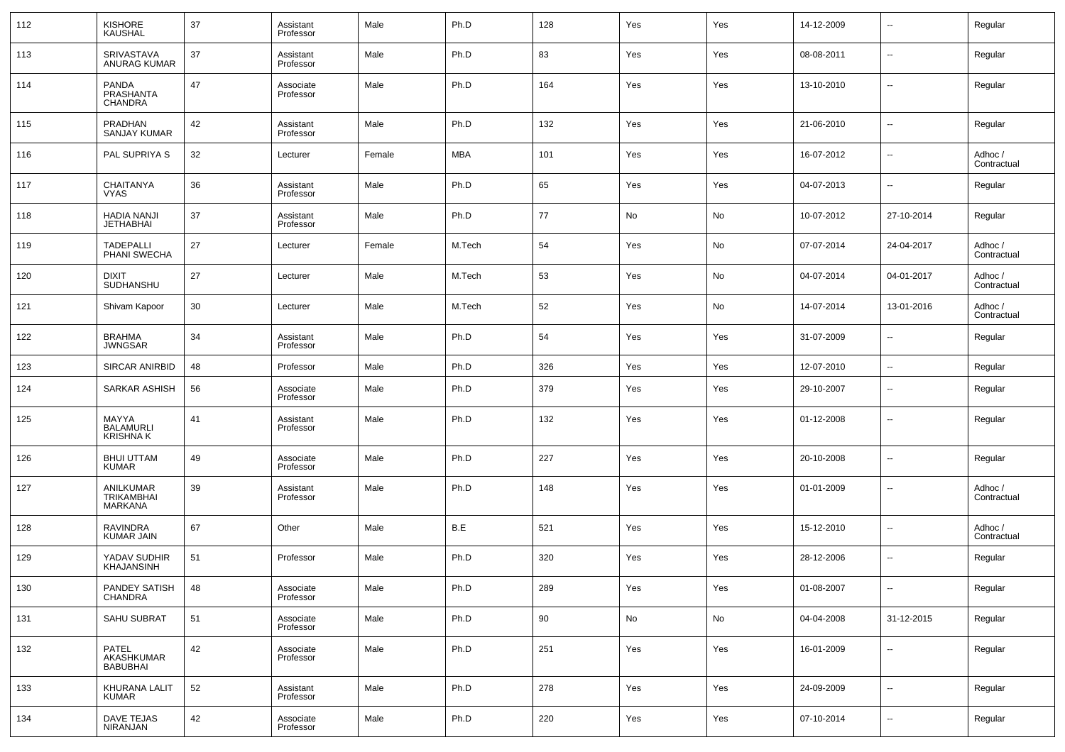| 112 | KISHORE KAUSHAL | 37 | Assistant Professor | Male | Ph.D | 128 | Yes | Yes | 14-12-2009 | -- | Regular |
|---|---|---|---|---|---|---|---|---|---|---|---|
| 113 | SRIVASTAVA ANURAG KUMAR | 37 | Assistant Professor | Male | Ph.D | 83 | Yes | Yes | 08-08-2011 | -- | Regular |
| 114 | PANDA PRASHANTA CHANDRA | 47 | Associate Professor | Male | Ph.D | 164 | Yes | Yes | 13-10-2010 | -- | Regular |
| 115 | PRADHAN SANJAY KUMAR | 42 | Assistant Professor | Male | Ph.D | 132 | Yes | Yes | 21-06-2010 | -- | Regular |
| 116 | PAL SUPRIYA S | 32 | Lecturer | Female | MBA | 101 | Yes | Yes | 16-07-2012 | -- | Adhoc / Contractual |
| 117 | CHAITANYA VYAS | 36 | Assistant Professor | Male | Ph.D | 65 | Yes | Yes | 04-07-2013 | -- | Regular |
| 118 | HADIA NANJI JETHABHAI | 37 | Assistant Professor | Male | Ph.D | 77 | No | No | 10-07-2012 | 27-10-2014 | Regular |
| 119 | TADEPALLI PHANI SWECHA | 27 | Lecturer | Female | M.Tech | 54 | Yes | No | 07-07-2014 | 24-04-2017 | Adhoc / Contractual |
| 120 | DIXIT SUDHANSHU | 27 | Lecturer | Male | M.Tech | 53 | Yes | No | 04-07-2014 | 04-01-2017 | Adhoc / Contractual |
| 121 | Shivam Kapoor | 30 | Lecturer | Male | M.Tech | 52 | Yes | No | 14-07-2014 | 13-01-2016 | Adhoc / Contractual |
| 122 | BRAHMA JWNGSAR | 34 | Assistant Professor | Male | Ph.D | 54 | Yes | Yes | 31-07-2009 | -- | Regular |
| 123 | SIRCAR ANIRBID | 48 | Professor | Male | Ph.D | 326 | Yes | Yes | 12-07-2010 | -- | Regular |
| 124 | SARKAR ASHISH | 56 | Associate Professor | Male | Ph.D | 379 | Yes | Yes | 29-10-2007 | -- | Regular |
| 125 | MAYYA BALAMURLI KRISHNA K | 41 | Assistant Professor | Male | Ph.D | 132 | Yes | Yes | 01-12-2008 | -- | Regular |
| 126 | BHUI UTTAM KUMAR | 49 | Associate Professor | Male | Ph.D | 227 | Yes | Yes | 20-10-2008 | -- | Regular |
| 127 | ANILKUMAR TRIKAMBHAI MARKANA | 39 | Assistant Professor | Male | Ph.D | 148 | Yes | Yes | 01-01-2009 | -- | Adhoc / Contractual |
| 128 | RAVINDRA KUMAR JAIN | 67 | Other | Male | B.E | 521 | Yes | Yes | 15-12-2010 | -- | Adhoc / Contractual |
| 129 | YADAV SUDHIR KHAJANSINH | 51 | Professor | Male | Ph.D | 320 | Yes | Yes | 28-12-2006 | -- | Regular |
| 130 | PANDEY SATISH CHANDRA | 48 | Associate Professor | Male | Ph.D | 289 | Yes | Yes | 01-08-2007 | -- | Regular |
| 131 | SAHU SUBRAT | 51 | Associate Professor | Male | Ph.D | 90 | No | No | 04-04-2008 | 31-12-2015 | Regular |
| 132 | PATEL AKASHKUMAR BABUBHAI | 42 | Associate Professor | Male | Ph.D | 251 | Yes | Yes | 16-01-2009 | -- | Regular |
| 133 | KHURANA LALIT KUMAR | 52 | Assistant Professor | Male | Ph.D | 278 | Yes | Yes | 24-09-2009 | -- | Regular |
| 134 | DAVE TEJAS NIRANJAN | 42 | Associate Professor | Male | Ph.D | 220 | Yes | Yes | 07-10-2014 | -- | Regular |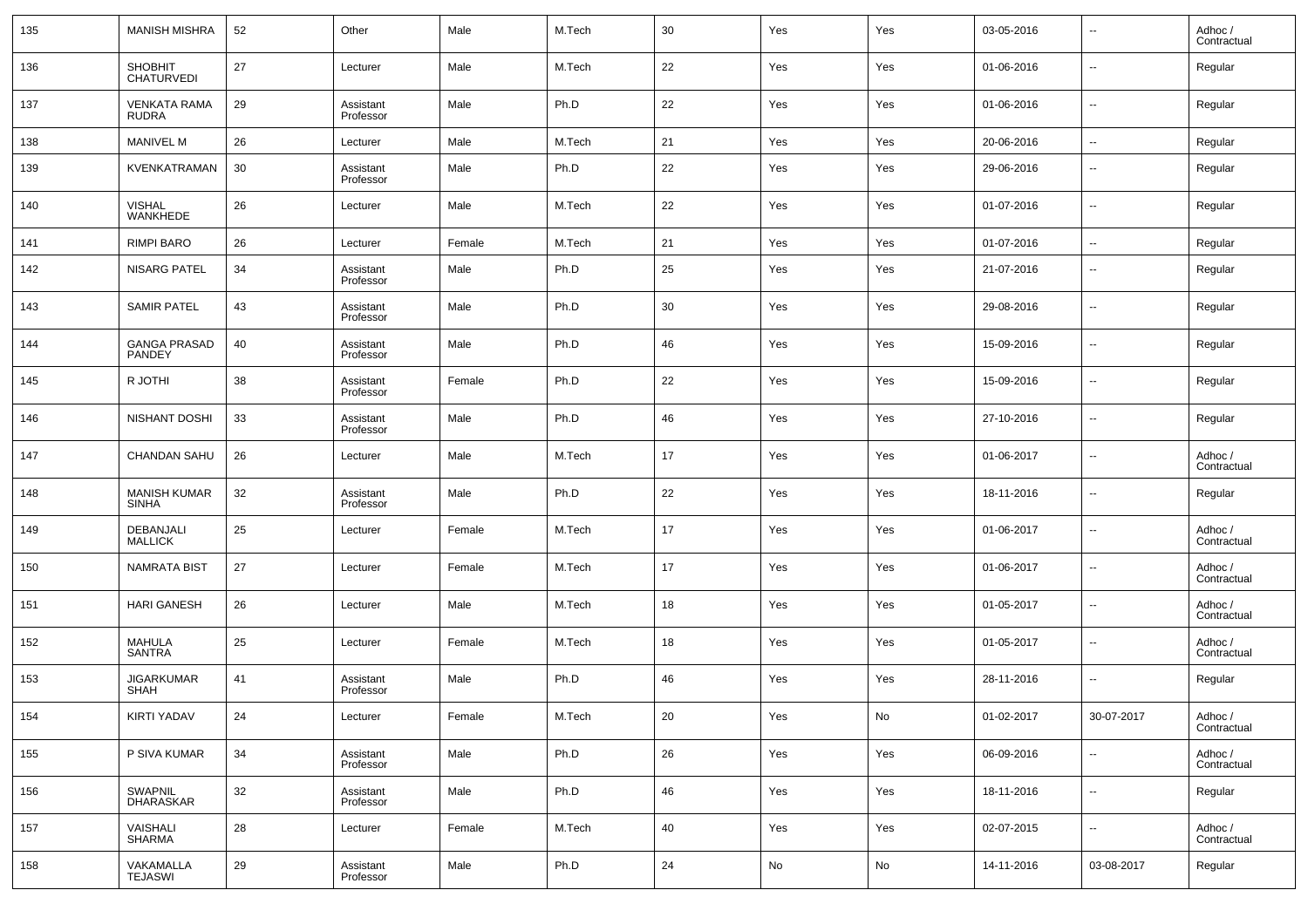| 135 | MANISH MISHRA | 52 | Other | Male | M.Tech | 30 | Yes | Yes | 03-05-2016 | -- | Adhoc / Contractual |
|---|---|---|---|---|---|---|---|---|---|---|---|
| 136 | SHOBHIT CHATURVEDI | 27 | Lecturer | Male | M.Tech | 22 | Yes | Yes | 01-06-2016 | -- | Regular |
| 137 | VENKATA RAMA RUDRA | 29 | Assistant Professor | Male | Ph.D | 22 | Yes | Yes | 01-06-2016 | -- | Regular |
| 138 | MANIVEL M | 26 | Lecturer | Male | M.Tech | 21 | Yes | Yes | 20-06-2016 | -- | Regular |
| 139 | KVENKATRAMAN | 30 | Assistant Professor | Male | Ph.D | 22 | Yes | Yes | 29-06-2016 | -- | Regular |
| 140 | VISHAL WANKHEDE | 26 | Lecturer | Male | M.Tech | 22 | Yes | Yes | 01-07-2016 | -- | Regular |
| 141 | RIMPI BARO | 26 | Lecturer | Female | M.Tech | 21 | Yes | Yes | 01-07-2016 | -- | Regular |
| 142 | NISARG PATEL | 34 | Assistant Professor | Male | Ph.D | 25 | Yes | Yes | 21-07-2016 | -- | Regular |
| 143 | SAMIR PATEL | 43 | Assistant Professor | Male | Ph.D | 30 | Yes | Yes | 29-08-2016 | -- | Regular |
| 144 | GANGA PRASAD PANDEY | 40 | Assistant Professor | Male | Ph.D | 46 | Yes | Yes | 15-09-2016 | -- | Regular |
| 145 | R JOTHI | 38 | Assistant Professor | Female | Ph.D | 22 | Yes | Yes | 15-09-2016 | -- | Regular |
| 146 | NISHANT DOSHI | 33 | Assistant Professor | Male | Ph.D | 46 | Yes | Yes | 27-10-2016 | -- | Regular |
| 147 | CHANDAN SAHU | 26 | Lecturer | Male | M.Tech | 17 | Yes | Yes | 01-06-2017 | -- | Adhoc / Contractual |
| 148 | MANISH KUMAR SINHA | 32 | Assistant Professor | Male | Ph.D | 22 | Yes | Yes | 18-11-2016 | -- | Regular |
| 149 | DEBANJALI MALLICK | 25 | Lecturer | Female | M.Tech | 17 | Yes | Yes | 01-06-2017 | -- | Adhoc / Contractual |
| 150 | NAMRATA BIST | 27 | Lecturer | Female | M.Tech | 17 | Yes | Yes | 01-06-2017 | -- | Adhoc / Contractual |
| 151 | HARI GANESH | 26 | Lecturer | Male | M.Tech | 18 | Yes | Yes | 01-05-2017 | -- | Adhoc / Contractual |
| 152 | MAHULA SANTRA | 25 | Lecturer | Female | M.Tech | 18 | Yes | Yes | 01-05-2017 | -- | Adhoc / Contractual |
| 153 | JIGARKUMAR SHAH | 41 | Assistant Professor | Male | Ph.D | 46 | Yes | Yes | 28-11-2016 | -- | Regular |
| 154 | KIRTI YADAV | 24 | Lecturer | Female | M.Tech | 20 | Yes | No | 01-02-2017 | 30-07-2017 | Adhoc / Contractual |
| 155 | P SIVA KUMAR | 34 | Assistant Professor | Male | Ph.D | 26 | Yes | Yes | 06-09-2016 | -- | Adhoc / Contractual |
| 156 | SWAPNIL DHARASKAR | 32 | Assistant Professor | Male | Ph.D | 46 | Yes | Yes | 18-11-2016 | -- | Regular |
| 157 | VAISHALI SHARMA | 28 | Lecturer | Female | M.Tech | 40 | Yes | Yes | 02-07-2015 | -- | Adhoc / Contractual |
| 158 | VAKAMALLA TEJASWI | 29 | Assistant Professor | Male | Ph.D | 24 | No | No | 14-11-2016 | 03-08-2017 | Regular |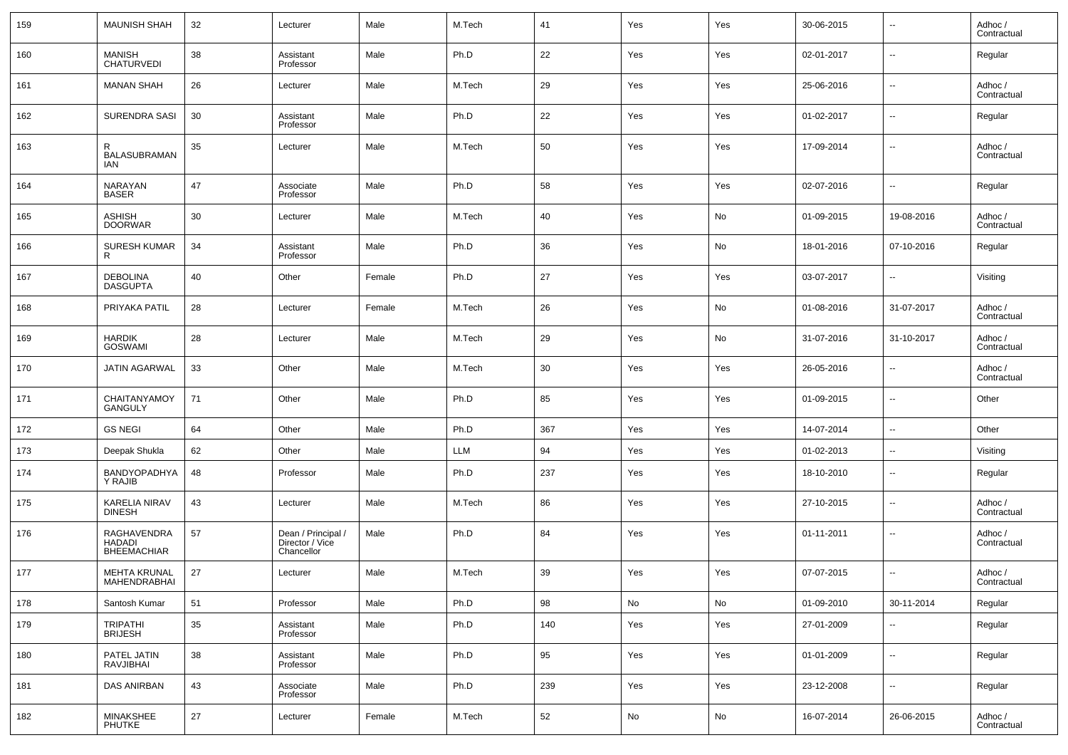| 159 | MAUNISH SHAH | 32 | Lecturer | Male | M.Tech | 41 | Yes | Yes | 30-06-2015 | -- | Adhoc / Contractual |
|---|---|---|---|---|---|---|---|---|---|---|---|
| 160 | MANISH CHATURVEDI | 38 | Assistant Professor | Male | Ph.D | 22 | Yes | Yes | 02-01-2017 | -- | Regular |
| 161 | MANAN SHAH | 26 | Lecturer | Male | M.Tech | 29 | Yes | Yes | 25-06-2016 | -- | Adhoc / Contractual |
| 162 | SURENDRA SASI | 30 | Assistant Professor | Male | Ph.D | 22 | Yes | Yes | 01-02-2017 | -- | Regular |
| 163 | R BALASUBRAMANIAN | 35 | Lecturer | Male | M.Tech | 50 | Yes | Yes | 17-09-2014 | -- | Adhoc / Contractual |
| 164 | NARAYAN BASER | 47 | Associate Professor | Male | Ph.D | 58 | Yes | Yes | 02-07-2016 | -- | Regular |
| 165 | ASHISH DOORWAR | 30 | Lecturer | Male | M.Tech | 40 | Yes | No | 01-09-2015 | 19-08-2016 | Adhoc / Contractual |
| 166 | SURESH KUMAR R | 34 | Assistant Professor | Male | Ph.D | 36 | Yes | No | 18-01-2016 | 07-10-2016 | Regular |
| 167 | DEBOLINA DASGUPTA | 40 | Other | Female | Ph.D | 27 | Yes | Yes | 03-07-2017 | -- | Visiting |
| 168 | PRIYAKA PATIL | 28 | Lecturer | Female | M.Tech | 26 | Yes | No | 01-08-2016 | 31-07-2017 | Adhoc / Contractual |
| 169 | HARDIK GOSWAMI | 28 | Lecturer | Male | M.Tech | 29 | Yes | No | 31-07-2016 | 31-10-2017 | Adhoc / Contractual |
| 170 | JATIN AGARWAL | 33 | Other | Male | M.Tech | 30 | Yes | Yes | 26-05-2016 | -- | Adhoc / Contractual |
| 171 | CHAITANYAMOY GANGULY | 71 | Other | Male | Ph.D | 85 | Yes | Yes | 01-09-2015 | -- | Other |
| 172 | GS NEGI | 64 | Other | Male | Ph.D | 367 | Yes | Yes | 14-07-2014 | -- | Other |
| 173 | Deepak Shukla | 62 | Other | Male | LLM | 94 | Yes | Yes | 01-02-2013 | -- | Visiting |
| 174 | BANDYOPADHYAY RAJIB | 48 | Professor | Male | Ph.D | 237 | Yes | Yes | 18-10-2010 | -- | Regular |
| 175 | KARELIA NIRAV DINESH | 43 | Lecturer | Male | M.Tech | 86 | Yes | Yes | 27-10-2015 | -- | Adhoc / Contractual |
| 176 | RAGHAVENDRA HADADI BHEEMACHIAR | 57 | Dean / Principal / Director / Vice Chancellor | Male | Ph.D | 84 | Yes | Yes | 01-11-2011 | -- | Adhoc / Contractual |
| 177 | MEHTA KRUNAL MAHENDRABHAI | 27 | Lecturer | Male | M.Tech | 39 | Yes | Yes | 07-07-2015 | -- | Adhoc / Contractual |
| 178 | Santosh Kumar | 51 | Professor | Male | Ph.D | 98 | No | No | 01-09-2010 | 30-11-2014 | Regular |
| 179 | TRIPATHI BRIJESH | 35 | Assistant Professor | Male | Ph.D | 140 | Yes | Yes | 27-01-2009 | -- | Regular |
| 180 | PATEL JATIN RAVJIBHAI | 38 | Assistant Professor | Male | Ph.D | 95 | Yes | Yes | 01-01-2009 | -- | Regular |
| 181 | DAS ANIRBAN | 43 | Associate Professor | Male | Ph.D | 239 | Yes | Yes | 23-12-2008 | -- | Regular |
| 182 | MINAKSHEE PHUTKE | 27 | Lecturer | Female | M.Tech | 52 | No | No | 16-07-2014 | 26-06-2015 | Adhoc / Contractual |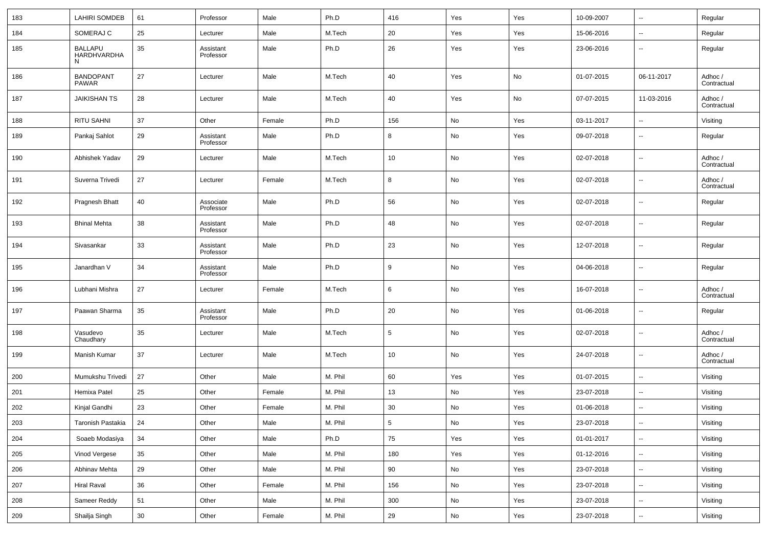| 183 | LAHIRI SOMDEB | 61 | Professor | Male | Ph.D | 416 | Yes | Yes | 10-09-2007 | -- | Regular |
|---|---|---|---|---|---|---|---|---|---|---|---|
| 184 | SOMERAJ C | 25 | Lecturer | Male | M.Tech | 20 | Yes | Yes | 15-06-2016 | -- | Regular |
| 185 | BALLAPU HARDHVARDHAN | 35 | Assistant Professor | Male | Ph.D | 26 | Yes | Yes | 23-06-2016 | -- | Regular |
| 186 | BANDOPANT PAWAR | 27 | Lecturer | Male | M.Tech | 40 | Yes | No | 01-07-2015 | 06-11-2017 | Adhoc / Contractual |
| 187 | JAIKISHAN TS | 28 | Lecturer | Male | M.Tech | 40 | Yes | No | 07-07-2015 | 11-03-2016 | Adhoc / Contractual |
| 188 | RITU SAHNI | 37 | Other | Female | Ph.D | 156 | No | Yes | 03-11-2017 | -- | Visiting |
| 189 | Pankaj Sahlot | 29 | Assistant Professor | Male | Ph.D | 8 | No | Yes | 09-07-2018 | -- | Regular |
| 190 | Abhishek Yadav | 29 | Lecturer | Male | M.Tech | 10 | No | Yes | 02-07-2018 | -- | Adhoc / Contractual |
| 191 | Suverna Trivedi | 27 | Lecturer | Female | M.Tech | 8 | No | Yes | 02-07-2018 | -- | Adhoc / Contractual |
| 192 | Pragnesh Bhatt | 40 | Associate Professor | Male | Ph.D | 56 | No | Yes | 02-07-2018 | -- | Regular |
| 193 | Bhinal Mehta | 38 | Assistant Professor | Male | Ph.D | 48 | No | Yes | 02-07-2018 | -- | Regular |
| 194 | Sivasankar | 33 | Assistant Professor | Male | Ph.D | 23 | No | Yes | 12-07-2018 | -- | Regular |
| 195 | Janardhan V | 34 | Assistant Professor | Male | Ph.D | 9 | No | Yes | 04-06-2018 | -- | Regular |
| 196 | Lubhani Mishra | 27 | Lecturer | Female | M.Tech | 6 | No | Yes | 16-07-2018 | -- | Adhoc / Contractual |
| 197 | Paawan Sharma | 35 | Assistant Professor | Male | Ph.D | 20 | No | Yes | 01-06-2018 | -- | Regular |
| 198 | Vasudevo Chaudhary | 35 | Lecturer | Male | M.Tech | 5 | No | Yes | 02-07-2018 | -- | Adhoc / Contractual |
| 199 | Manish Kumar | 37 | Lecturer | Male | M.Tech | 10 | No | Yes | 24-07-2018 | -- | Adhoc / Contractual |
| 200 | Mumukshu Trivedi | 27 | Other | Male | M. Phil | 60 | Yes | Yes | 01-07-2015 | -- | Visiting |
| 201 | Hemixa Patel | 25 | Other | Female | M. Phil | 13 | No | Yes | 23-07-2018 | -- | Visiting |
| 202 | Kinjal Gandhi | 23 | Other | Female | M. Phil | 30 | No | Yes | 01-06-2018 | -- | Visiting |
| 203 | Taronish Pastakia | 24 | Other | Male | M. Phil | 5 | No | Yes | 23-07-2018 | -- | Visiting |
| 204 | Soaeb Modasiya | 34 | Other | Male | Ph.D | 75 | Yes | Yes | 01-01-2017 | -- | Visiting |
| 205 | Vinod Vergese | 35 | Other | Male | M. Phil | 180 | Yes | Yes | 01-12-2016 | -- | Visiting |
| 206 | Abhinav Mehta | 29 | Other | Male | M. Phil | 90 | No | Yes | 23-07-2018 | -- | Visiting |
| 207 | Hiral Raval | 36 | Other | Female | M. Phil | 156 | No | Yes | 23-07-2018 | -- | Visiting |
| 208 | Sameer Reddy | 51 | Other | Male | M. Phil | 300 | No | Yes | 23-07-2018 | -- | Visiting |
| 209 | Shailja Singh | 30 | Other | Female | M. Phil | 29 | No | Yes | 23-07-2018 | -- | Visiting |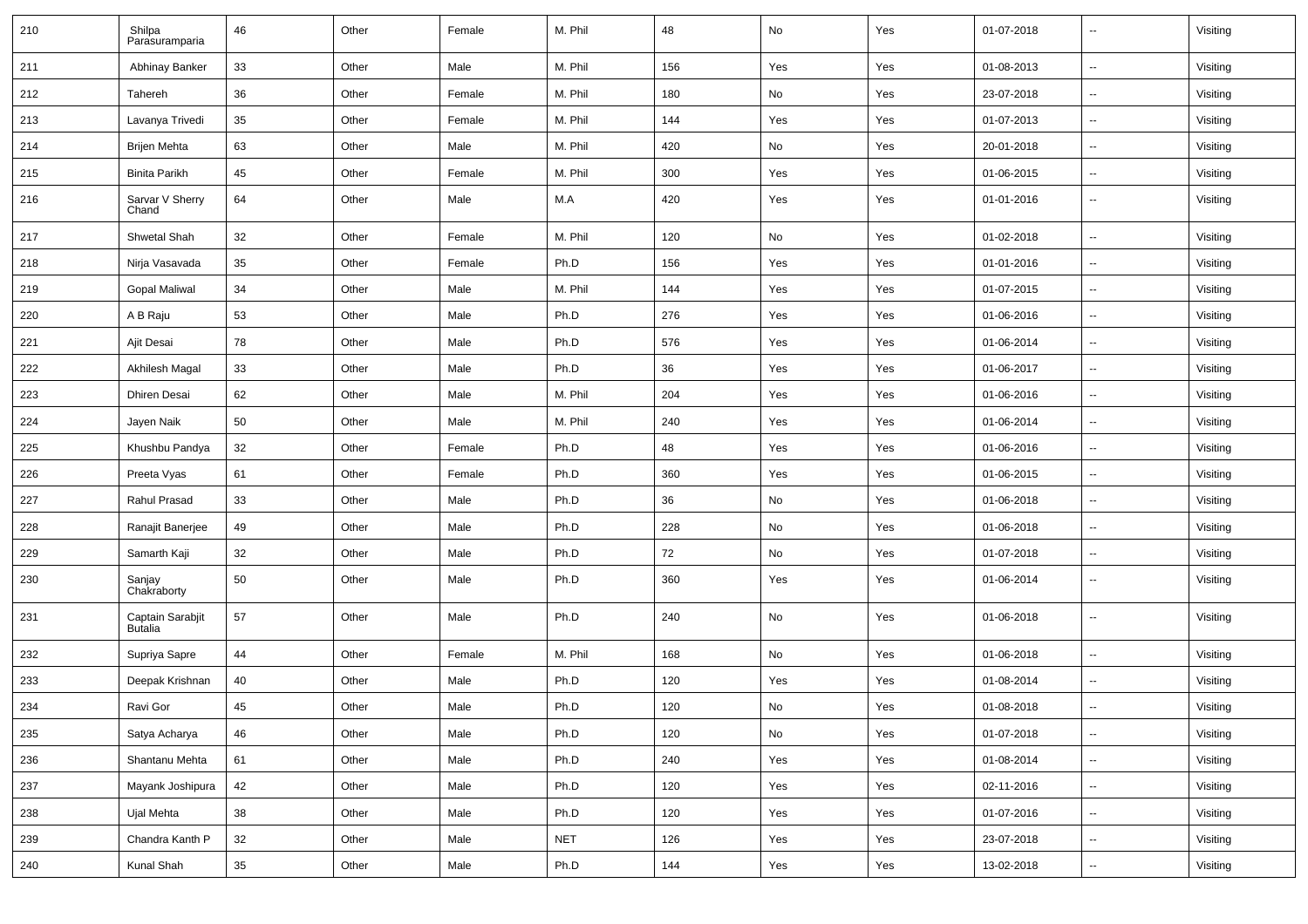| 210 | Shilpa Parasuramparia | 46 | Other | Female | M. Phil | 48 | No | Yes | 01-07-2018 | -- | Visiting |
|---|---|---|---|---|---|---|---|---|---|---|---|
| 211 | Abhinay Banker | 33 | Other | Male | M. Phil | 156 | Yes | Yes | 01-08-2013 | -- | Visiting |
| 212 | Tahereh | 36 | Other | Female | M. Phil | 180 | No | Yes | 23-07-2018 | -- | Visiting |
| 213 | Lavanya Trivedi | 35 | Other | Female | M. Phil | 144 | Yes | Yes | 01-07-2013 | -- | Visiting |
| 214 | Brijen Mehta | 63 | Other | Male | M. Phil | 420 | No | Yes | 20-01-2018 | -- | Visiting |
| 215 | Binita Parikh | 45 | Other | Female | M. Phil | 300 | Yes | Yes | 01-06-2015 | -- | Visiting |
| 216 | Sarvar V Sherry Chand | 64 | Other | Male | M.A | 420 | Yes | Yes | 01-01-2016 | -- | Visiting |
| 217 | Shwetal Shah | 32 | Other | Female | M. Phil | 120 | No | Yes | 01-02-2018 | -- | Visiting |
| 218 | Nirja Vasavada | 35 | Other | Female | Ph.D | 156 | Yes | Yes | 01-01-2016 | -- | Visiting |
| 219 | Gopal Maliwal | 34 | Other | Male | M. Phil | 144 | Yes | Yes | 01-07-2015 | -- | Visiting |
| 220 | A B Raju | 53 | Other | Male | Ph.D | 276 | Yes | Yes | 01-06-2016 | -- | Visiting |
| 221 | Ajit Desai | 78 | Other | Male | Ph.D | 576 | Yes | Yes | 01-06-2014 | -- | Visiting |
| 222 | Akhilesh Magal | 33 | Other | Male | Ph.D | 36 | Yes | Yes | 01-06-2017 | -- | Visiting |
| 223 | Dhiren Desai | 62 | Other | Male | M. Phil | 204 | Yes | Yes | 01-06-2016 | -- | Visiting |
| 224 | Jayen Naik | 50 | Other | Male | M. Phil | 240 | Yes | Yes | 01-06-2014 | -- | Visiting |
| 225 | Khushbu Pandya | 32 | Other | Female | Ph.D | 48 | Yes | Yes | 01-06-2016 | -- | Visiting |
| 226 | Preeta Vyas | 61 | Other | Female | Ph.D | 360 | Yes | Yes | 01-06-2015 | -- | Visiting |
| 227 | Rahul Prasad | 33 | Other | Male | Ph.D | 36 | No | Yes | 01-06-2018 | -- | Visiting |
| 228 | Ranajit Banerjee | 49 | Other | Male | Ph.D | 228 | No | Yes | 01-06-2018 | -- | Visiting |
| 229 | Samarth Kaji | 32 | Other | Male | Ph.D | 72 | No | Yes | 01-07-2018 | -- | Visiting |
| 230 | Sanjay Chakraborty | 50 | Other | Male | Ph.D | 360 | Yes | Yes | 01-06-2014 | -- | Visiting |
| 231 | Captain Sarabjit Butalia | 57 | Other | Male | Ph.D | 240 | No | Yes | 01-06-2018 | -- | Visiting |
| 232 | Supriya Sapre | 44 | Other | Female | M. Phil | 168 | No | Yes | 01-06-2018 | -- | Visiting |
| 233 | Deepak Krishnan | 40 | Other | Male | Ph.D | 120 | Yes | Yes | 01-08-2014 | -- | Visiting |
| 234 | Ravi Gor | 45 | Other | Male | Ph.D | 120 | No | Yes | 01-08-2018 | -- | Visiting |
| 235 | Satya Acharya | 46 | Other | Male | Ph.D | 120 | No | Yes | 01-07-2018 | -- | Visiting |
| 236 | Shantanu Mehta | 61 | Other | Male | Ph.D | 240 | Yes | Yes | 01-08-2014 | -- | Visiting |
| 237 | Mayank Joshipura | 42 | Other | Male | Ph.D | 120 | Yes | Yes | 02-11-2016 | -- | Visiting |
| 238 | Ujal Mehta | 38 | Other | Male | Ph.D | 120 | Yes | Yes | 01-07-2016 | -- | Visiting |
| 239 | Chandra Kanth P | 32 | Other | Male | NET | 126 | Yes | Yes | 23-07-2018 | -- | Visiting |
| 240 | Kunal Shah | 35 | Other | Male | Ph.D | 144 | Yes | Yes | 13-02-2018 | -- | Visiting |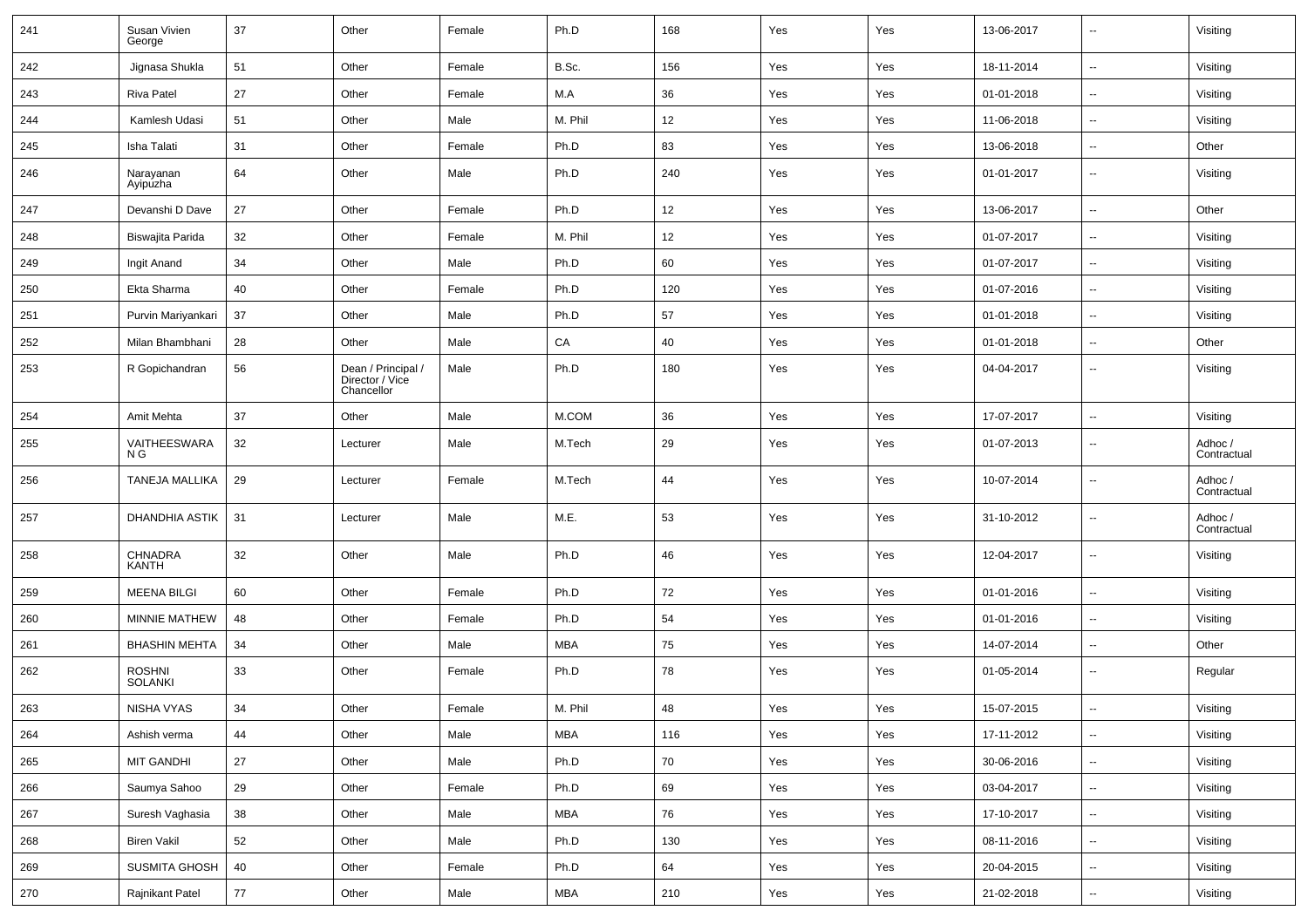| 241 | Susan Vivien George | 37 | Other | Female | Ph.D | 168 | Yes | Yes | 13-06-2017 | -- | Visiting |
|---|---|---|---|---|---|---|---|---|---|---|---|
| 242 | Jignasa Shukla | 51 | Other | Female | B.Sc. | 156 | Yes | Yes | 18-11-2014 | -- | Visiting |
| 243 | Riva Patel | 27 | Other | Female | M.A | 36 | Yes | Yes | 01-01-2018 | -- | Visiting |
| 244 | Kamlesh Udasi | 51 | Other | Male | M. Phil | 12 | Yes | Yes | 11-06-2018 | -- | Visiting |
| 245 | Isha Talati | 31 | Other | Female | Ph.D | 83 | Yes | Yes | 13-06-2018 | -- | Other |
| 246 | Narayanan Ayipuzha | 64 | Other | Male | Ph.D | 240 | Yes | Yes | 01-01-2017 | -- | Visiting |
| 247 | Devanshi D Dave | 27 | Other | Female | Ph.D | 12 | Yes | Yes | 13-06-2017 | -- | Other |
| 248 | Biswajita Parida | 32 | Other | Female | M. Phil | 12 | Yes | Yes | 01-07-2017 | -- | Visiting |
| 249 | Ingit Anand | 34 | Other | Male | Ph.D | 60 | Yes | Yes | 01-07-2017 | -- | Visiting |
| 250 | Ekta Sharma | 40 | Other | Female | Ph.D | 120 | Yes | Yes | 01-07-2016 | -- | Visiting |
| 251 | Purvin Mariyankari | 37 | Other | Male | Ph.D | 57 | Yes | Yes | 01-01-2018 | -- | Visiting |
| 252 | Milan Bhambhani | 28 | Other | Male | CA | 40 | Yes | Yes | 01-01-2018 | -- | Other |
| 253 | R Gopichandran | 56 | Dean / Principal / Director / Vice Chancellor | Male | Ph.D | 180 | Yes | Yes | 04-04-2017 | -- | Visiting |
| 254 | Amit Mehta | 37 | Other | Male | M.COM | 36 | Yes | Yes | 17-07-2017 | -- | Visiting |
| 255 | VAITHEESWARA N G | 32 | Lecturer | Male | M.Tech | 29 | Yes | Yes | 01-07-2013 | -- | Adhoc / Contractual |
| 256 | TANEJA MALLIKA | 29 | Lecturer | Female | M.Tech | 44 | Yes | Yes | 10-07-2014 | -- | Adhoc / Contractual |
| 257 | DHANDHIA ASTIK | 31 | Lecturer | Male | M.E. | 53 | Yes | Yes | 31-10-2012 | -- | Adhoc / Contractual |
| 258 | CHNADRA KANTH | 32 | Other | Male | Ph.D | 46 | Yes | Yes | 12-04-2017 | -- | Visiting |
| 259 | MEENA BILGI | 60 | Other | Female | Ph.D | 72 | Yes | Yes | 01-01-2016 | -- | Visiting |
| 260 | MINNIE MATHEW | 48 | Other | Female | Ph.D | 54 | Yes | Yes | 01-01-2016 | -- | Visiting |
| 261 | BHASHIN MEHTA | 34 | Other | Male | MBA | 75 | Yes | Yes | 14-07-2014 | -- | Other |
| 262 | ROSHNI SOLANKI | 33 | Other | Female | Ph.D | 78 | Yes | Yes | 01-05-2014 | -- | Regular |
| 263 | NISHA VYAS | 34 | Other | Female | M. Phil | 48 | Yes | Yes | 15-07-2015 | -- | Visiting |
| 264 | Ashish verma | 44 | Other | Male | MBA | 116 | Yes | Yes | 17-11-2012 | -- | Visiting |
| 265 | MIT GANDHI | 27 | Other | Male | Ph.D | 70 | Yes | Yes | 30-06-2016 | -- | Visiting |
| 266 | Saumya Sahoo | 29 | Other | Female | Ph.D | 69 | Yes | Yes | 03-04-2017 | -- | Visiting |
| 267 | Suresh Vaghasia | 38 | Other | Male | MBA | 76 | Yes | Yes | 17-10-2017 | -- | Visiting |
| 268 | Biren Vakil | 52 | Other | Male | Ph.D | 130 | Yes | Yes | 08-11-2016 | -- | Visiting |
| 269 | SUSMITA GHOSH | 40 | Other | Female | Ph.D | 64 | Yes | Yes | 20-04-2015 | -- | Visiting |
| 270 | Rajnikant Patel | 77 | Other | Male | MBA | 210 | Yes | Yes | 21-02-2018 | -- | Visiting |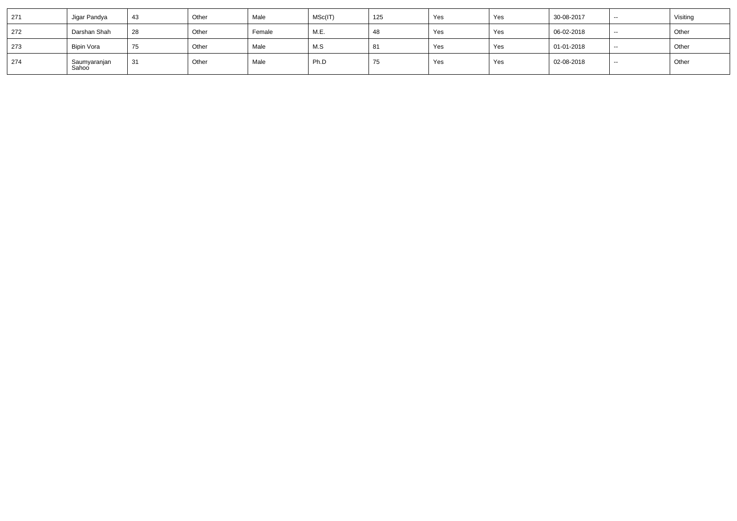| | | | | | | | | | | | |
|---|---|---|---|---|---|---|---|---|---|---|---|
| 271 | Jigar Pandya | 43 | Other | Male | MSc(IT) | 125 | Yes | Yes | 30-08-2017 | -- | Visiting |
| 272 | Darshan Shah | 28 | Other | Female | M.E. | 48 | Yes | Yes | 06-02-2018 | -- | Other |
| 273 | Bipin Vora | 75 | Other | Male | M.S | 81 | Yes | Yes | 01-01-2018 | -- | Other |
| 274 | Saumyaranjan Sahoo | 31 | Other | Male | Ph.D | 75 | Yes | Yes | 02-08-2018 | -- | Other |